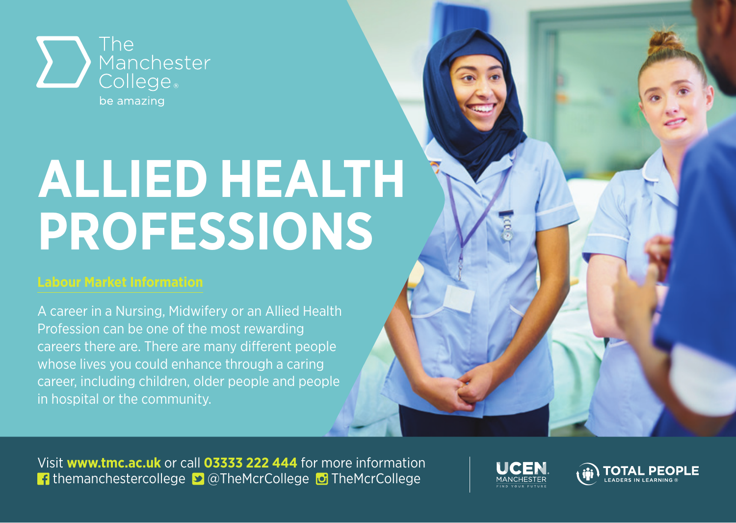The Manchester College
be amazing

# ALLIED HEALTH PROFESSIONS

## Labour Market Information

A career in a Nursing, Midwifery or an Allied Health Profession can be one of the most rewarding careers there are. There are many different people whose lives you could enhance through a caring career, including children, older people and people in hospital or the community.

Visit **www.tmc.ac.uk** or call **03333 222 444** for more information
themanchestercollege @TheMcrCollege TheMcrCollege

UCEN MANCHESTER FIND YOUR FUTURE

TOTAL PEOPLE LEADERS IN LEARNING ®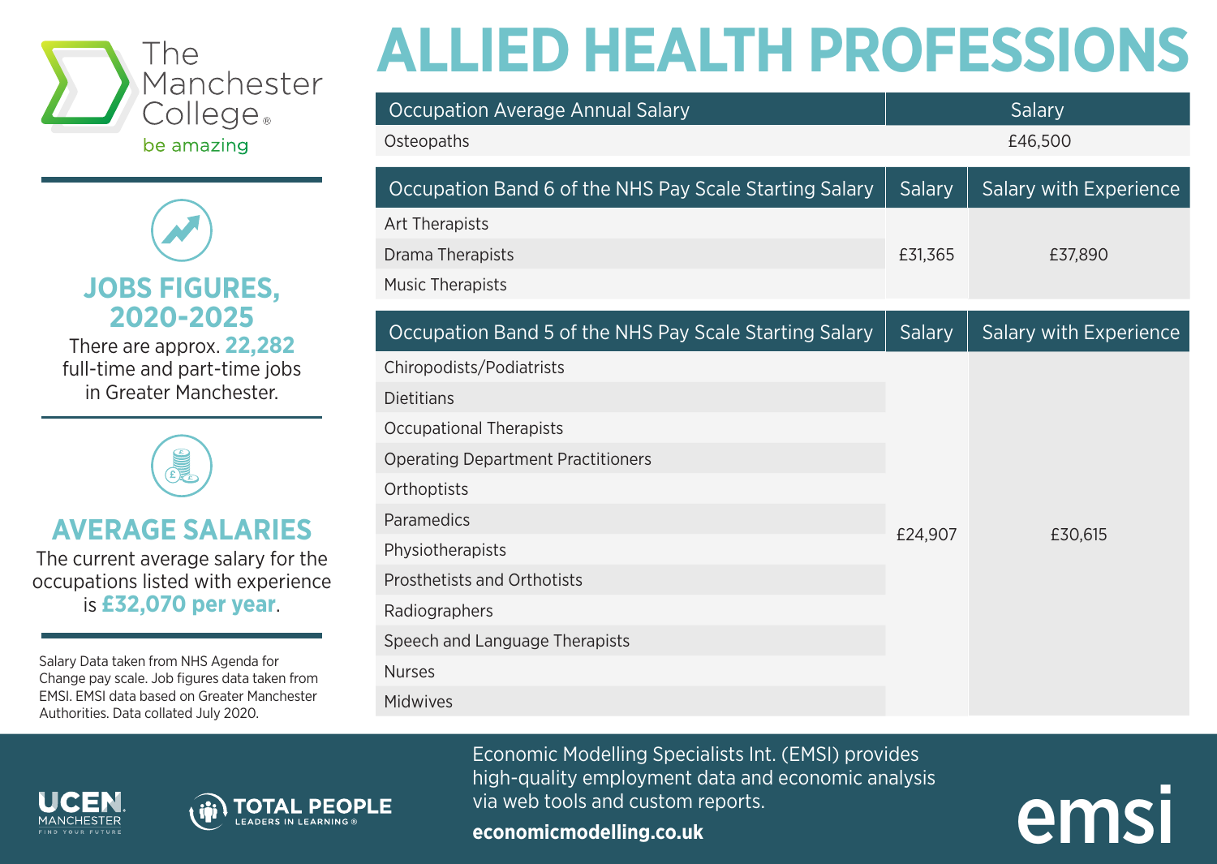The Manchester College®

be amazing

# ALLIED HEALTH PROFESSIONS

| Occupation Average Annual Salary | Salary |
|---|---|
| Osteopaths | £46,500 |

| Occupation Band 6 of the NHS Pay Scale Starting Salary | Salary | Salary with Experience |
|---|---|---|
| Art Therapists | £31,365 | £37,890 |
| Drama Therapists | | |
| Music Therapists | | |

| Occupation Band 5 of the NHS Pay Scale Starting Salary | Salary | Salary with Experience |
|---|---|---|
| Chiropodists/Podiatrists | £24,907 | £30,615 |
| Dietitians | | |
| Occupational Therapists | | |
| Operating Department Practitioners | | |
| Orthoptists | | |
| Paramedics | | |
| Physiotherapists | | |
| Prosthetists and Orthotists | | |
| Radiographers | | |
| Speech and Language Therapists | | |
| Nurses | | |
| Midwives | | |

## JOBS FIGURES, 2020-2025

There are approx. **22,282** full-time and part-time jobs in Greater Manchester.

## AVERAGE SALARIES

The current average salary for the occupations listed with experience is **£32,070 per year**.

Salary Data taken from NHS Agenda for Change pay scale. Job figures data taken from EMSI. EMSI data based on Greater Manchester Authorities. Data collated July 2020.

UCEN MANCHESTER FIND YOUR FUTURE

TOTAL PEOPLE LEADERS IN LEARNING®

Economic Modelling Specialists Int. (EMSI) provides high-quality employment data and economic analysis via web tools and custom reports.

**economicmodelling.co.uk**

emsi